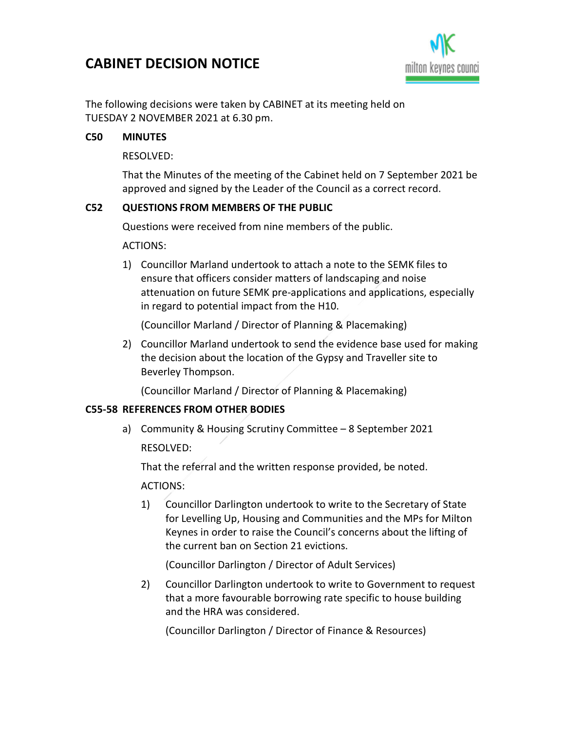# CABINET DECISION NOTICE

The following decisions were taken by CABINET at its meeting held on TUESDAY 2 NOVEMBER 2021 at 6.30 pm.

**C50 MINUTES**

RESOLVED:

That the Minutes of the meeting of the Cabinet held on 7 September 2021 be approved and signed by the Leader of the Council as a correct record.

**C52 QUESTIONS FROM MEMBERS OF THE PUBLIC**

Questions were received from nine members of the public.

ACTIONS:

1) Councillor Marland undertook to attach a note to the SEMK files to ensure that officers consider matters of landscaping and noise attenuation on future SEMK pre-applications and applications, especially in regard to potential impact from the H10.

   (Councillor Marland / Director of Planning & Placemaking)

2) Councillor Marland undertook to send the evidence base used for making the decision about the location of the Gypsy and Traveller site to Beverley Thompson.

   (Councillor Marland / Director of Planning & Placemaking)

**C55-58 REFERENCES FROM OTHER BODIES**

a) Community & Housing Scrutiny Committee – 8 September 2021

   RESOLVED:

   That the referral and the written response provided, be noted.

   ACTIONS:

   1) Councillor Darlington undertook to write to the Secretary of State for Levelling Up, Housing and Communities and the MPs for Milton Keynes in order to raise the Council's concerns about the lifting of the current ban on Section 21 evictions.

      (Councillor Darlington / Director of Adult Services)

   2) Councillor Darlington undertook to write to Government to request that a more favourable borrowing rate specific to house building and the HRA was considered.

      (Councillor Darlington / Director of Finance & Resources)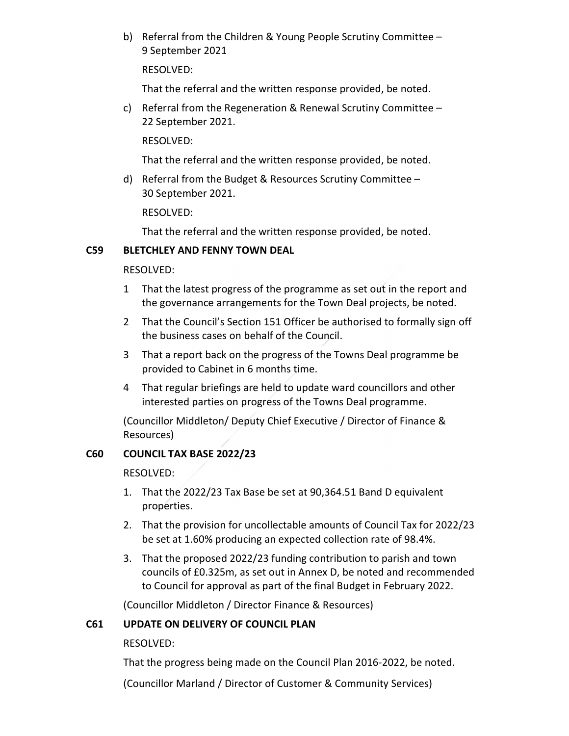b) Referral from the Children & Young People Scrutiny Committee – 9 September 2021

   RESOLVED:

   That the referral and the written response provided, be noted.

c) Referral from the Regeneration & Renewal Scrutiny Committee – 22 September 2021.

   RESOLVED:

   That the referral and the written response provided, be noted.

d) Referral from the Budget & Resources Scrutiny Committee – 30 September 2021.

   RESOLVED:

   That the referral and the written response provided, be noted.

**C59 BLETCHLEY AND FENNY TOWN DEAL**

RESOLVED:

1 That the latest progress of the programme as set out in the report and the governance arrangements for the Town Deal projects, be noted.

2 That the Council's Section 151 Officer be authorised to formally sign off the business cases on behalf of the Council.

3 That a report back on the progress of the Towns Deal programme be provided to Cabinet in 6 months time.

4 That regular briefings are held to update ward councillors and other interested parties on progress of the Towns Deal programme.

(Councillor Middleton/ Deputy Chief Executive / Director of Finance & Resources)

**C60 COUNCIL TAX BASE 2022/23**

RESOLVED:

1. That the 2022/23 Tax Base be set at 90,364.51 Band D equivalent properties.
2. That the provision for uncollectable amounts of Council Tax for 2022/23 be set at 1.60% producing an expected collection rate of 98.4%.
3. That the proposed 2022/23 funding contribution to parish and town councils of £0.325m, as set out in Annex D, be noted and recommended to Council for approval as part of the final Budget in February 2022.

(Councillor Middleton / Director Finance & Resources)

**C61 UPDATE ON DELIVERY OF COUNCIL PLAN**

RESOLVED:

That the progress being made on the Council Plan 2016-2022, be noted.

(Councillor Marland / Director of Customer & Community Services)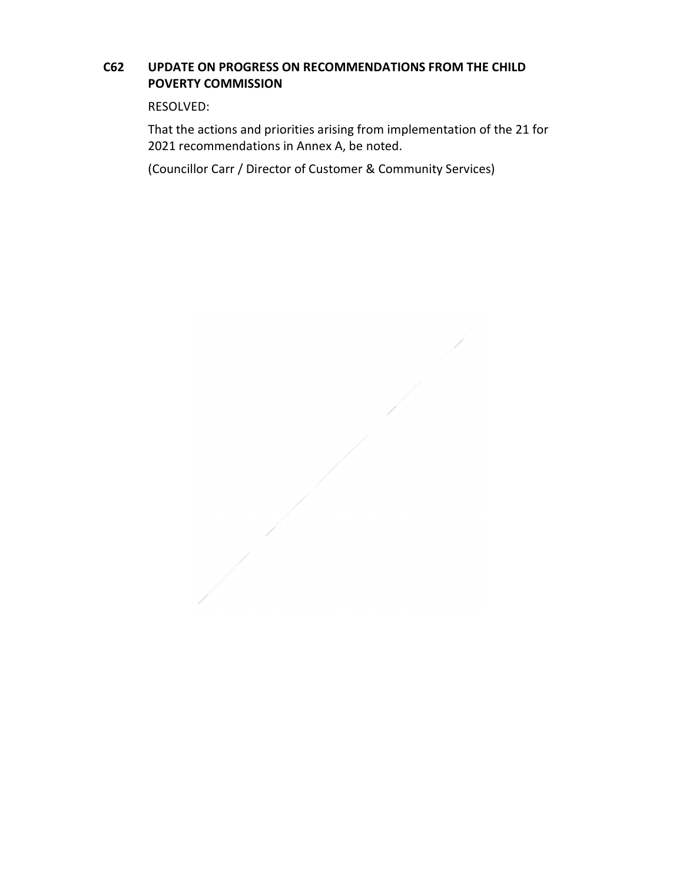## C62 UPDATE ON PROGRESS ON RECOMMENDATIONS FROM THE CHILD POVERTY COMMISSION

RESOLVED:

That the actions and priorities arising from implementation of the 21 for 2021 recommendations in Annex A, be noted.

(Councillor Carr / Director of Customer & Community Services)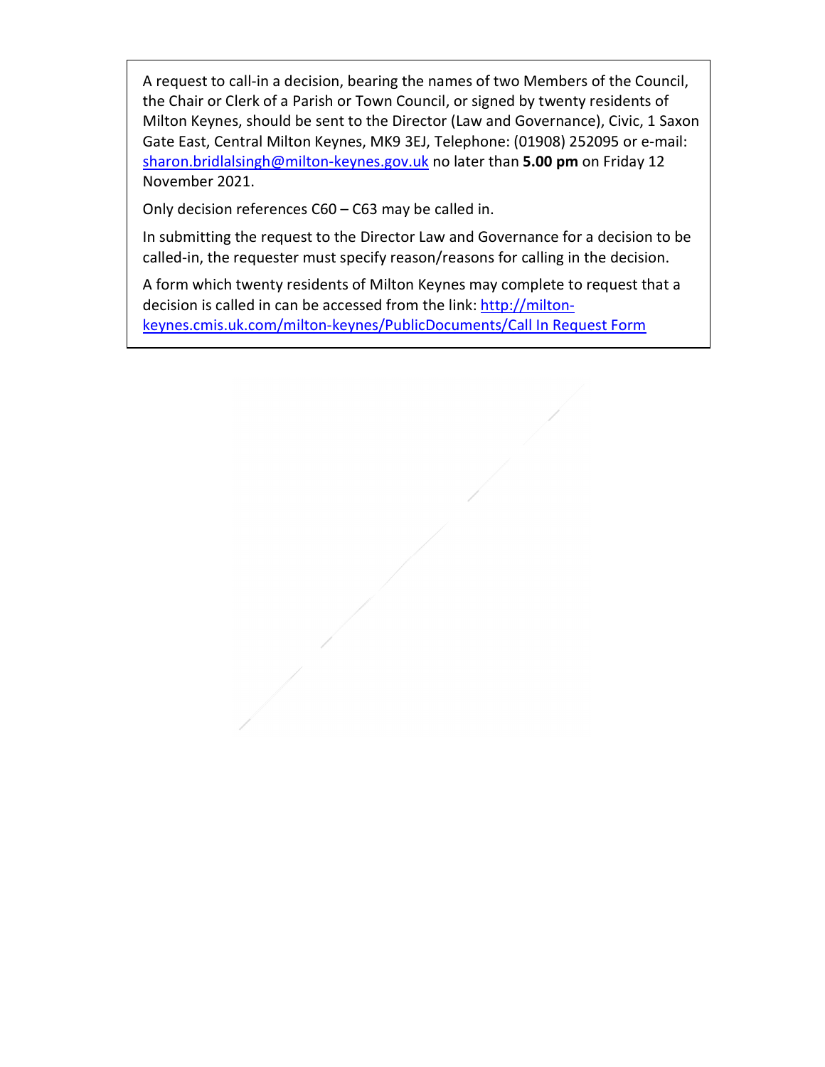A request to call-in a decision, bearing the names of two Members of the Council, the Chair or Clerk of a Parish or Town Council, or signed by twenty residents of Milton Keynes, should be sent to the Director (Law and Governance), Civic, 1 Saxon Gate East, Central Milton Keynes, MK9 3EJ, Telephone: (01908) 252095 or e-mail: sharon.bridlalsingh@milton-keynes.gov.uk no later than **5.00 pm** on Friday 12 November 2021.

Only decision references C60 – C63 may be called in.

In submitting the request to the Director Law and Governance for a decision to be called-in, the requester must specify reason/reasons for calling in the decision.

A form which twenty residents of Milton Keynes may complete to request that a decision is called in can be accessed from the link: http://milton-keynes.cmis.uk.com/milton-keynes/PublicDocuments/Call In Request Form